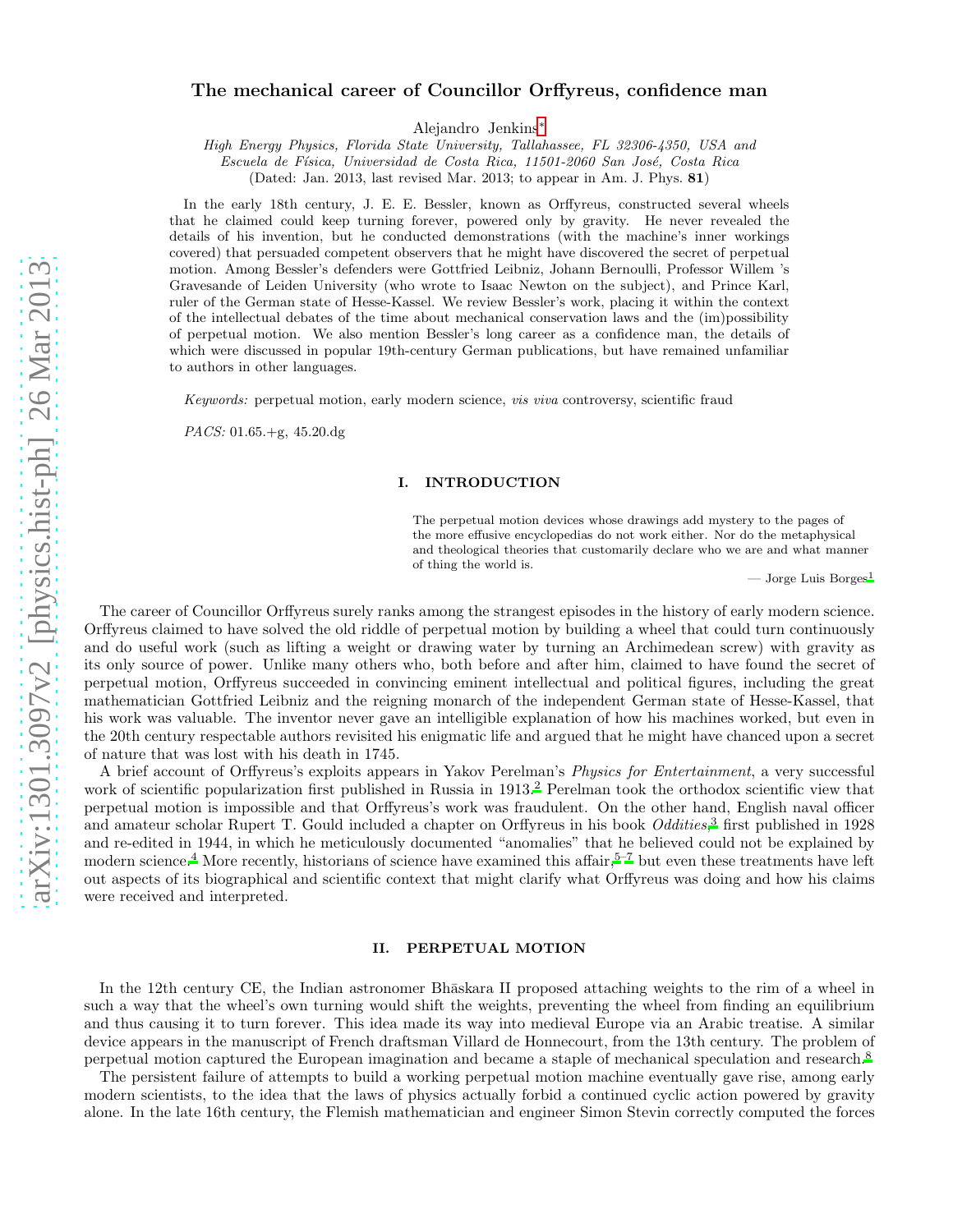# The mechanical career of Councillor Orffyreus, confidence man

Alejandro Jenkins[*]

*High Energy Physics, Florida State University, Tallahassee, FL 32306-4350, USA and*
*Escuela de Física, Universidad de Costa Rica, 11501-2060 San José, Costa Rica*
(Dated: Jan. 2013, last revised Mar. 2013; to appear in Am. J. Phys. **81**)

In the early 18th century, J. E. E. Bessler, known as Orffyreus, constructed several wheels that he claimed could keep turning forever, powered only by gravity. He never revealed the details of his invention, but he conducted demonstrations (with the machine's inner workings covered) that persuaded competent observers that he might have discovered the secret of perpetual motion. Among Bessler's defenders were Gottfried Leibniz, Johann Bernoulli, Professor Willem 's Gravesande of Leiden University (who wrote to Isaac Newton on the subject), and Prince Karl, ruler of the German state of Hesse-Kassel. We review Bessler's work, placing it within the context of the intellectual debates of the time about mechanical conservation laws and the (im)possibility of perpetual motion. We also mention Bessler's long career as a confidence man, the details of which were discussed in popular 19th-century German publications, but have remained unfamiliar to authors in other languages.

*Keywords:* perpetual motion, early modern science, *vis viva* controversy, scientific fraud

*PACS:* 01.65.+g, 45.20.dg

## I. INTRODUCTION

> The perpetual motion devices whose drawings add mystery to the pages of the more effusive encyclopedias do not work either. Nor do the metaphysical and theological theories that customarily declare who we are and what manner of thing the world is.
>
> — Jorge Luis Borges[1]

The career of Councillor Orffyreus surely ranks among the strangest episodes in the history of early modern science. Orffyreus claimed to have solved the old riddle of perpetual motion by building a wheel that could turn continuously and do useful work (such as lifting a weight or drawing water by turning an Archimedean screw) with gravity as its only source of power. Unlike many others who, both before and after him, claimed to have found the secret of perpetual motion, Orffyreus succeeded in convincing eminent intellectual and political figures, including the great mathematician Gottfried Leibniz and the reigning monarch of the independent German state of Hesse-Kassel, that his work was valuable. The inventor never gave an intelligible explanation of how his machines worked, but even in the 20th century respectable authors revisited his enigmatic life and argued that he might have chanced upon a secret of nature that was lost with his death in 1745.

A brief account of Orffyreus's exploits appears in Yakov Perelman's *Physics for Entertainment*, a very successful work of scientific popularization first published in Russia in 1913.[2] Perelman took the orthodox scientific view that perpetual motion is impossible and that Orffyreus's work was fraudulent. On the other hand, English naval officer and amateur scholar Rupert T. Gould included a chapter on Orffyreus in his book *Oddities*,[3] first published in 1928 and re-edited in 1944, in which he meticulously documented "anomalies" that he believed could not be explained by modern science.[4] More recently, historians of science have examined this affair,[5–7] but even these treatments have left out aspects of its biographical and scientific context that might clarify what Orffyreus was doing and how his claims were received and interpreted.

## II. PERPETUAL MOTION

In the 12th century CE, the Indian astronomer Bhāskara II proposed attaching weights to the rim of a wheel in such a way that the wheel's own turning would shift the weights, preventing the wheel from finding an equilibrium and thus causing it to turn forever. This idea made its way into medieval Europe via an Arabic treatise. A similar device appears in the manuscript of French draftsman Villard de Honnecourt, from the 13th century. The problem of perpetual motion captured the European imagination and became a staple of mechanical speculation and research.[8]

The persistent failure of attempts to build a working perpetual motion machine eventually gave rise, among early modern scientists, to the idea that the laws of physics actually forbid a continued cyclic action powered by gravity alone. In the late 16th century, the Flemish mathematician and engineer Simon Stevin correctly computed the forces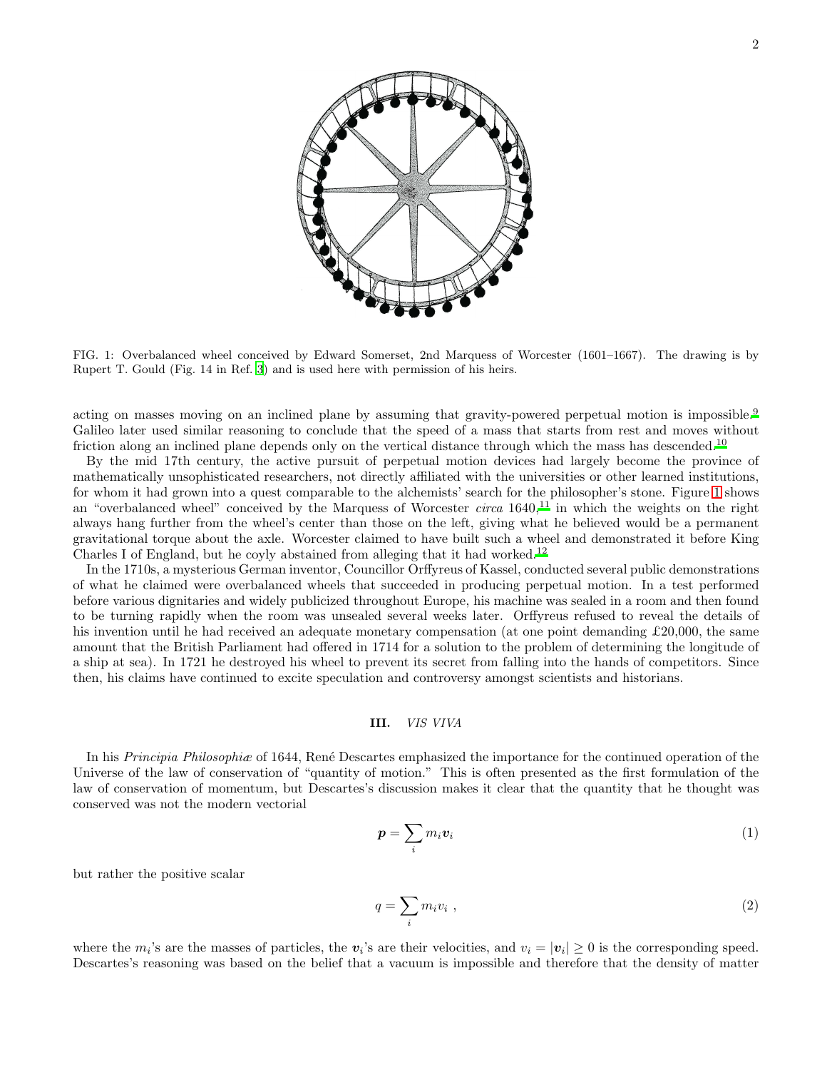FIG. 1: Overbalanced wheel conceived by Edward Somerset, 2nd Marquess of Worcester (1601–1667). The drawing is by Rupert T. Gould (Fig. 14 in Ref. [3]) and is used here with permission of his heirs.

acting on masses moving on an inclined plane by assuming that gravity-powered perpetual motion is impossible.[9] Galileo later used similar reasoning to conclude that the speed of a mass that starts from rest and moves without friction along an inclined plane depends only on the vertical distance through which the mass has descended.[10]

By the mid 17th century, the active pursuit of perpetual motion devices had largely become the province of mathematically unsophisticated researchers, not directly affiliated with the universities or other learned institutions, for whom it had grown into a quest comparable to the alchemists' search for the philosopher's stone. Figure 1 shows an "overbalanced wheel" conceived by the Marquess of Worcester *circa* 1640,[11] in which the weights on the right always hang further from the wheel's center than those on the left, giving what he believed would be a permanent gravitational torque about the axle. Worcester claimed to have built such a wheel and demonstrated it before King Charles I of England, but he coyly abstained from alleging that it had worked.[12]

In the 1710s, a mysterious German inventor, Councillor Orffyreus of Kassel, conducted several public demonstrations of what he claimed were overbalanced wheels that succeeded in producing perpetual motion. In a test performed before various dignitaries and widely publicized throughout Europe, his machine was sealed in a room and then found to be turning rapidly when the room was unsealed several weeks later. Orffyreus refused to reveal the details of his invention until he had received an adequate monetary compensation (at one point demanding £20,000, the same amount that the British Parliament had offered in 1714 for a solution to the problem of determining the longitude of a ship at sea). In 1721 he destroyed his wheel to prevent its secret from falling into the hands of competitors. Since then, his claims have continued to excite speculation and controversy amongst scientists and historians.

## III. *VIS VIVA*

In his *Principia Philosophiæ* of 1644, René Descartes emphasized the importance for the continued operation of the Universe of the law of conservation of "quantity of motion." This is often presented as the first formulation of the law of conservation of momentum, but Descartes's discussion makes it clear that the quantity that he thought was conserved was not the modern vectorial

$$\boldsymbol{p} = \sum_i m_i \boldsymbol{v}_i \tag{1}$$

but rather the positive scalar

$$q = \sum_i m_i v_i \ , \tag{2}$$

where the $m_i$'s are the masses of particles, the $\boldsymbol{v}_i$'s are their velocities, and $v_i = |\boldsymbol{v}_i| \geq 0$ is the corresponding speed. Descartes's reasoning was based on the belief that a vacuum is impossible and therefore that the density of matter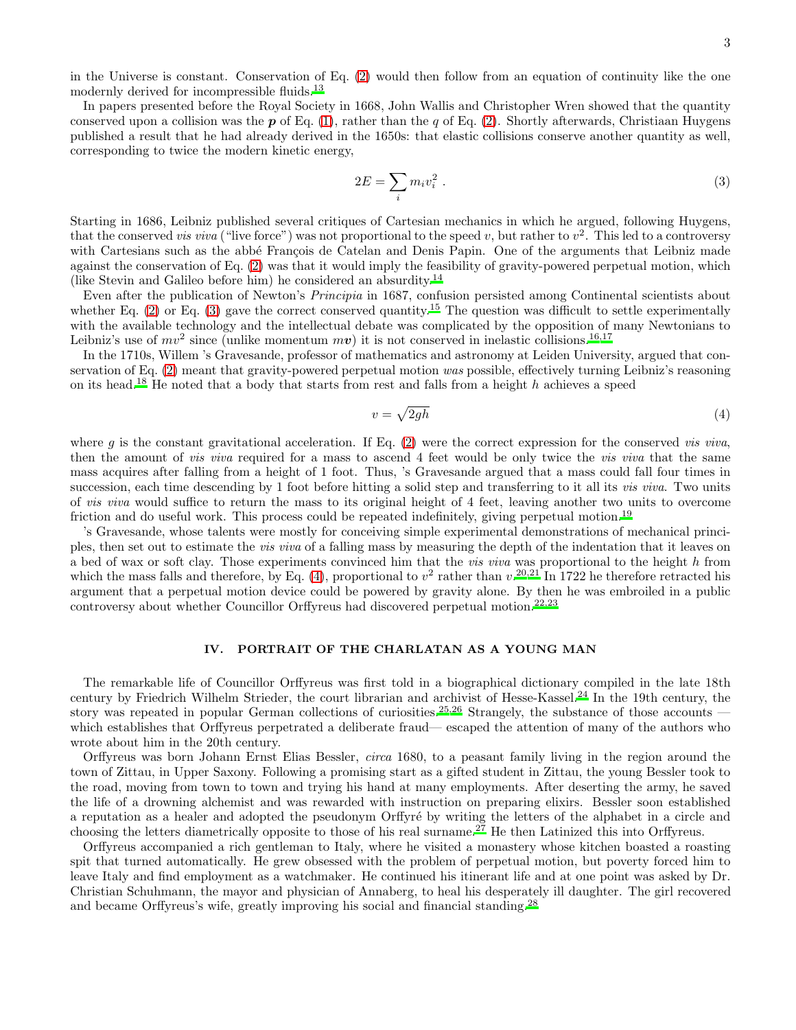in the Universe is constant. Conservation of Eq. (2) would then follow from an equation of continuity like the one modernly derived for incompressible fluids.[13]

In papers presented before the Royal Society in 1668, John Wallis and Christopher Wren showed that the quantity conserved upon a collision was the $\boldsymbol{p}$ of Eq. (1), rather than the $q$ of Eq. (2). Shortly afterwards, Christiaan Huygens published a result that he had already derived in the 1650s: that elastic collisions conserve another quantity as well, corresponding to twice the modern kinetic energy,

$$2E = \sum_i m_i v_i^2 \ . \tag{3}$$

Starting in 1686, Leibniz published several critiques of Cartesian mechanics in which he argued, following Huygens, that the conserved *vis viva* ("live force") was not proportional to the speed $v$, but rather to $v^2$. This led to a controversy with Cartesians such as the abbé François de Catelan and Denis Papin. One of the arguments that Leibniz made against the conservation of Eq. (2) was that it would imply the feasibility of gravity-powered perpetual motion, which (like Stevin and Galileo before him) he considered an absurdity.[14]

Even after the publication of Newton's *Principia* in 1687, confusion persisted among Continental scientists about whether Eq. (2) or Eq. (3) gave the correct conserved quantity.[15] The question was difficult to settle experimentally with the available technology and the intellectual debate was complicated by the opposition of many Newtonians to Leibniz's use of $mv^2$ since (unlike momentum $m\boldsymbol{v}$) it is not conserved in inelastic collisions.[16,17]

In the 1710s, Willem 's Gravesande, professor of mathematics and astronomy at Leiden University, argued that conservation of Eq. (2) meant that gravity-powered perpetual motion *was* possible, effectively turning Leibniz's reasoning on its head.[18] He noted that a body that starts from rest and falls from a height $h$ achieves a speed

$$v = \sqrt{2gh} \tag{4}$$

where $g$ is the constant gravitational acceleration. If Eq. (2) were the correct expression for the conserved *vis viva*, then the amount of *vis viva* required for a mass to ascend 4 feet would be only twice the *vis viva* that the same mass acquires after falling from a height of 1 foot. Thus, 's Gravesande argued that a mass could fall four times in succession, each time descending by 1 foot before hitting a solid step and transferring to it all its *vis viva*. Two units of *vis viva* would suffice to return the mass to its original height of 4 feet, leaving another two units to overcome friction and do useful work. This process could be repeated indefinitely, giving perpetual motion.[19]

's Gravesande, whose talents were mostly for conceiving simple experimental demonstrations of mechanical principles, then set out to estimate the *vis viva* of a falling mass by measuring the depth of the indentation that it leaves on a bed of wax or soft clay. Those experiments convinced him that the *vis viva* was proportional to the height $h$ from which the mass falls and therefore, by Eq. (4), proportional to $v^2$ rather than $v$.[20,21] In 1722 he therefore retracted his argument that a perpetual motion device could be powered by gravity alone. By then he was embroiled in a public controversy about whether Councillor Orffyreus had discovered perpetual motion.[22,23]

## IV. PORTRAIT OF THE CHARLATAN AS A YOUNG MAN

The remarkable life of Councillor Orffyreus was first told in a biographical dictionary compiled in the late 18th century by Friedrich Wilhelm Strieder, the court librarian and archivist of Hesse-Kassel.[24] In the 19th century, the story was repeated in popular German collections of curiosities.[25,26] Strangely, the substance of those accounts — which establishes that Orffyreus perpetrated a deliberate fraud— escaped the attention of many of the authors who wrote about him in the 20th century.

Orffyreus was born Johann Ernst Elias Bessler, *circa* 1680, to a peasant family living in the region around the town of Zittau, in Upper Saxony. Following a promising start as a gifted student in Zittau, the young Bessler took to the road, moving from town to town and trying his hand at many employments. After deserting the army, he saved the life of a drowning alchemist and was rewarded with instruction on preparing elixirs. Bessler soon established a reputation as a healer and adopted the pseudonym Orffyré by writing the letters of the alphabet in a circle and choosing the letters diametrically opposite to those of his real surname.[27] He then Latinized this into Orffyreus.

Orffyreus accompanied a rich gentleman to Italy, where he visited a monastery whose kitchen boasted a roasting spit that turned automatically. He grew obsessed with the problem of perpetual motion, but poverty forced him to leave Italy and find employment as a watchmaker. He continued his itinerant life and at one point was asked by Dr. Christian Schuhmann, the mayor and physician of Annaberg, to heal his desperately ill daughter. The girl recovered and became Orffyreus's wife, greatly improving his social and financial standing.[28]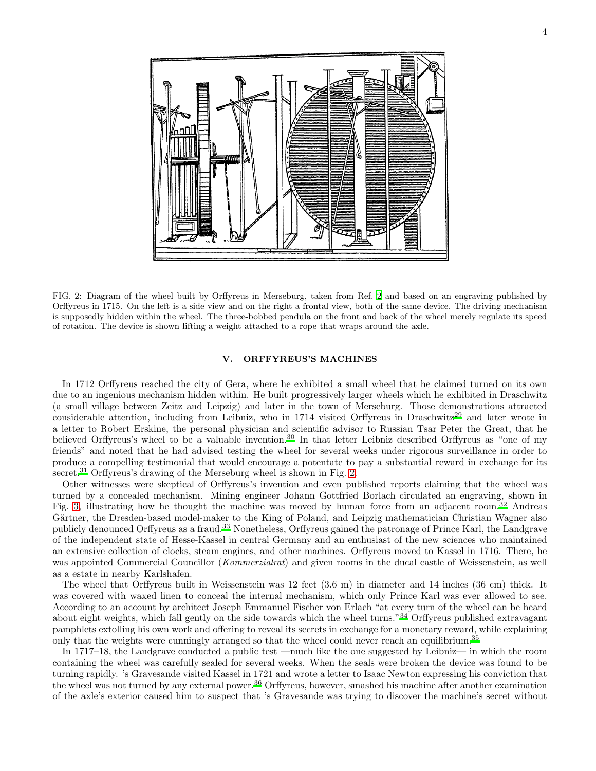FIG. 2: Diagram of the wheel built by Orffyreus in Merseburg, taken from Ref. 2 and based on an engraving published by Orffyreus in 1715. On the left is a side view and on the right a frontal view, both of the same device. The driving mechanism is supposedly hidden within the wheel. The three-bobbed pendula on the front and back of the wheel merely regulate its speed of rotation. The device is shown lifting a weight attached to a rope that wraps around the axle.

## V. ORFFYREUS'S MACHINES

In 1712 Orffyreus reached the city of Gera, where he exhibited a small wheel that he claimed turned on its own due to an ingenious mechanism hidden within. He built progressively larger wheels which he exhibited in Draschwitz (a small village between Zeitz and Leipzig) and later in the town of Merseburg. Those demonstrations attracted considerable attention, including from Leibniz, who in 1714 visited Orffyreus in Draschwitz[29] and later wrote in a letter to Robert Erskine, the personal physician and scientific advisor to Russian Tsar Peter the Great, that he believed Orffyreus's wheel to be a valuable invention.[30] In that letter Leibniz described Orffyreus as "one of my friends" and noted that he had advised testing the wheel for several weeks under rigorous surveillance in order to produce a compelling testimonial that would encourage a potentate to pay a substantial reward in exchange for its secret.[31] Orffyreus's drawing of the Merseburg wheel is shown in Fig. 2.

Other witnesses were skeptical of Orffyreus's invention and even published reports claiming that the wheel was turned by a concealed mechanism. Mining engineer Johann Gottfried Borlach circulated an engraving, shown in Fig. 3, illustrating how he thought the machine was moved by human force from an adjacent room.[32] Andreas Gärtner, the Dresden-based model-maker to the King of Poland, and Leipzig mathematician Christian Wagner also publicly denounced Orffyreus as a fraud.[33] Nonetheless, Orffyreus gained the patronage of Prince Karl, the Landgrave of the independent state of Hesse-Kassel in central Germany and an enthusiast of the new sciences who maintained an extensive collection of clocks, steam engines, and other machines. Orffyreus moved to Kassel in 1716. There, he was appointed Commercial Councillor (*Kommerzialrat*) and given rooms in the ducal castle of Weissenstein, as well as a estate in nearby Karlshafen.

The wheel that Orffyreus built in Weissenstein was 12 feet (3.6 m) in diameter and 14 inches (36 cm) thick. It was covered with waxed linen to conceal the internal mechanism, which only Prince Karl was ever allowed to see. According to an account by architect Joseph Emmanuel Fischer von Erlach "at every turn of the wheel can be heard about eight weights, which fall gently on the side towards which the wheel turns."[34] Orffyreus published extravagant pamphlets extolling his own work and offering to reveal its secrets in exchange for a monetary reward, while explaining only that the weights were cunningly arranged so that the wheel could never reach an equilibrium.[35]

In 1717–18, the Landgrave conducted a public test —much like the one suggested by Leibniz— in which the room containing the wheel was carefully sealed for several weeks. When the seals were broken the device was found to be turning rapidly. 's Gravesande visited Kassel in 1721 and wrote a letter to Isaac Newton expressing his conviction that the wheel was not turned by any external power.[36] Orffyreus, however, smashed his machine after another examination of the axle's exterior caused him to suspect that 's Gravesande was trying to discover the machine's secret without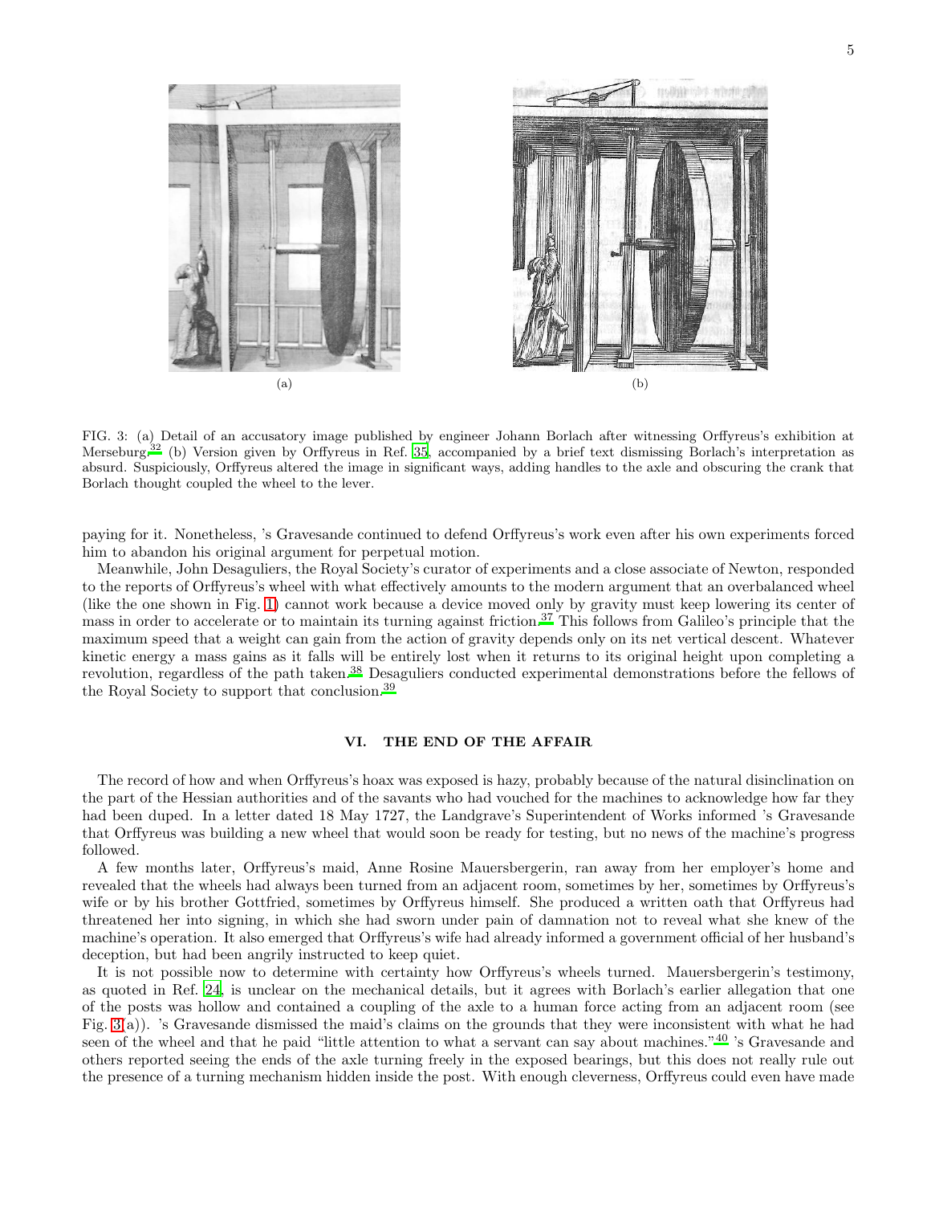(a)

(b)

FIG. 3: (a) Detail of an accusatory image published by engineer Johann Borlach after witnessing Orffyreus's exhibition at Merseburg.[32] (b) Version given by Orffyreus in Ref. 35, accompanied by a brief text dismissing Borlach's interpretation as absurd. Suspiciously, Orffyreus altered the image in significant ways, adding handles to the axle and obscuring the crank that Borlach thought coupled the wheel to the lever.

paying for it. Nonetheless, 's Gravesande continued to defend Orffyreus's work even after his own experiments forced him to abandon his original argument for perpetual motion.

Meanwhile, John Desaguliers, the Royal Society's curator of experiments and a close associate of Newton, responded to the reports of Orffyreus's wheel with what effectively amounts to the modern argument that an overbalanced wheel (like the one shown in Fig. 1) cannot work because a device moved only by gravity must keep lowering its center of mass in order to accelerate or to maintain its turning against friction.[37] This follows from Galileo's principle that the maximum speed that a weight can gain from the action of gravity depends only on its net vertical descent. Whatever kinetic energy a mass gains as it falls will be entirely lost when it returns to its original height upon completing a revolution, regardless of the path taken.[38] Desaguliers conducted experimental demonstrations before the fellows of the Royal Society to support that conclusion.[39]

## VI. THE END OF THE AFFAIR

The record of how and when Orffyreus's hoax was exposed is hazy, probably because of the natural disinclination on the part of the Hessian authorities and of the savants who had vouched for the machines to acknowledge how far they had been duped. In a letter dated 18 May 1727, the Landgrave's Superintendent of Works informed 's Gravesande that Orffyreus was building a new wheel that would soon be ready for testing, but no news of the machine's progress followed.

A few months later, Orffyreus's maid, Anne Rosine Mauersbergerin, ran away from her employer's home and revealed that the wheels had always been turned from an adjacent room, sometimes by her, sometimes by Orffyreus's wife or by his brother Gottfried, sometimes by Orffyreus himself. She produced a written oath that Orffyreus had threatened her into signing, in which she had sworn under pain of damnation not to reveal what she knew of the machine's operation. It also emerged that Orffyreus's wife had already informed a government official of her husband's deception, but had been angrily instructed to keep quiet.

It is not possible now to determine with certainty how Orffyreus's wheels turned. Mauersbergerin's testimony, as quoted in Ref. 24, is unclear on the mechanical details, but it agrees with Borlach's earlier allegation that one of the posts was hollow and contained a coupling of the axle to a human force acting from an adjacent room (see Fig. 3(a)). 's Gravesande dismissed the maid's claims on the grounds that they were inconsistent with what he had seen of the wheel and that he paid "little attention to what a servant can say about machines."[40] 's Gravesande and others reported seeing the ends of the axle turning freely in the exposed bearings, but this does not really rule out the presence of a turning mechanism hidden inside the post. With enough cleverness, Orffyreus could even have made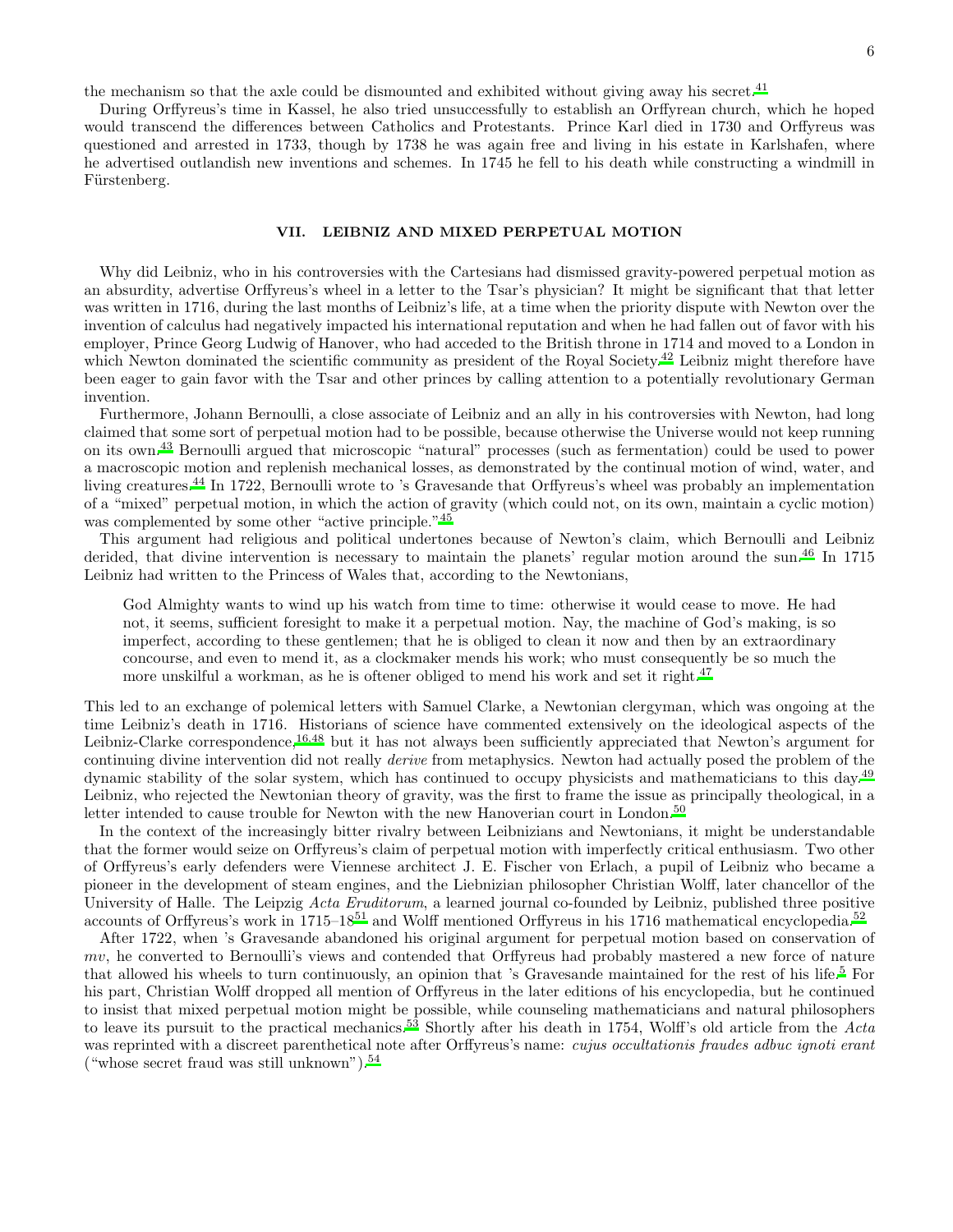the mechanism so that the axle could be dismounted and exhibited without giving away his secret.[41]

During Orffyreus's time in Kassel, he also tried unsuccessfully to establish an Orffyrean church, which he hoped would transcend the differences between Catholics and Protestants. Prince Karl died in 1730 and Orffyreus was questioned and arrested in 1733, though by 1738 he was again free and living in his estate in Karlshafen, where he advertised outlandish new inventions and schemes. In 1745 he fell to his death while constructing a windmill in Fürstenberg.

## VII. LEIBNIZ AND MIXED PERPETUAL MOTION

Why did Leibniz, who in his controversies with the Cartesians had dismissed gravity-powered perpetual motion as an absurdity, advertise Orffyreus's wheel in a letter to the Tsar's physician? It might be significant that that letter was written in 1716, during the last months of Leibniz's life, at a time when the priority dispute with Newton over the invention of calculus had negatively impacted his international reputation and when he had fallen out of favor with his employer, Prince Georg Ludwig of Hanover, who had acceded to the British throne in 1714 and moved to a London in which Newton dominated the scientific community as president of the Royal Society.[42] Leibniz might therefore have been eager to gain favor with the Tsar and other princes by calling attention to a potentially revolutionary German invention.

Furthermore, Johann Bernoulli, a close associate of Leibniz and an ally in his controversies with Newton, had long claimed that some sort of perpetual motion had to be possible, because otherwise the Universe would not keep running on its own.[43] Bernoulli argued that microscopic "natural" processes (such as fermentation) could be used to power a macroscopic motion and replenish mechanical losses, as demonstrated by the continual motion of wind, water, and living creatures.[44] In 1722, Bernoulli wrote to 's Gravesande that Orffyreus's wheel was probably an implementation of a "mixed" perpetual motion, in which the action of gravity (which could not, on its own, maintain a cyclic motion) was complemented by some other "active principle."[45]

This argument had religious and political undertones because of Newton's claim, which Bernoulli and Leibniz derided, that divine intervention is necessary to maintain the planets' regular motion around the sun.[46] In 1715 Leibniz had written to the Princess of Wales that, according to the Newtonians,

> God Almighty wants to wind up his watch from time to time: otherwise it would cease to move. He had not, it seems, sufficient foresight to make it a perpetual motion. Nay, the machine of God's making, is so imperfect, according to these gentlemen; that he is obliged to clean it now and then by an extraordinary concourse, and even to mend it, as a clockmaker mends his work; who must consequently be so much the more unskilful a workman, as he is oftener obliged to mend his work and set it right.[47]

This led to an exchange of polemical letters with Samuel Clarke, a Newtonian clergyman, which was ongoing at the time Leibniz's death in 1716. Historians of science have commented extensively on the ideological aspects of the Leibniz-Clarke correspondence,[16,48] but it has not always been sufficiently appreciated that Newton's argument for continuing divine intervention did not really *derive* from metaphysics. Newton had actually posed the problem of the dynamic stability of the solar system, which has continued to occupy physicists and mathematicians to this day.[49] Leibniz, who rejected the Newtonian theory of gravity, was the first to frame the issue as principally theological, in a letter intended to cause trouble for Newton with the new Hanoverian court in London.[50]

In the context of the increasingly bitter rivalry between Leibnizians and Newtonians, it might be understandable that the former would seize on Orffyreus's claim of perpetual motion with imperfectly critical enthusiasm. Two other of Orffyreus's early defenders were Viennese architect J. E. Fischer von Erlach, a pupil of Leibniz who became a pioneer in the development of steam engines, and the Liebnizian philosopher Christian Wolff, later chancellor of the University of Halle. The Leipzig *Acta Eruditorum*, a learned journal co-founded by Leibniz, published three positive accounts of Orffyreus's work in 1715–18[51] and Wolff mentioned Orffyreus in his 1716 mathematical encyclopedia.[52]

After 1722, when 's Gravesande abandoned his original argument for perpetual motion based on conservation of $mv$, he converted to Bernoulli's views and contended that Orffyreus had probably mastered a new force of nature that allowed his wheels to turn continuously, an opinion that 's Gravesande maintained for the rest of his life.[5] For his part, Christian Wolff dropped all mention of Orffyreus in the later editions of his encyclopedia, but he continued to insist that mixed perpetual motion might be possible, while counseling mathematicians and natural philosophers to leave its pursuit to the practical mechanics.[53] Shortly after his death in 1754, Wolff's old article from the *Acta* was reprinted with a discreet parenthetical note after Orffyreus's name: *cujus occultationis fraudes adbuc ignoti erant* ("whose secret fraud was still unknown").[54]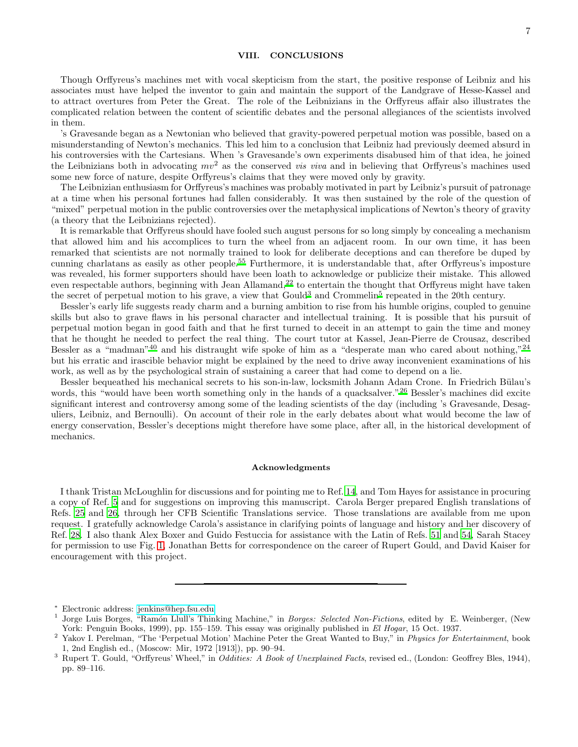## VIII. CONCLUSIONS

Though Orffyreus's machines met with vocal skepticism from the start, the positive response of Leibniz and his associates must have helped the inventor to gain and maintain the support of the Landgrave of Hesse-Kassel and to attract overtures from Peter the Great. The role of the Leibnizians in the Orffyreus affair also illustrates the complicated relation between the content of scientific debates and the personal allegiances of the scientists involved in them.

's Gravesande began as a Newtonian who believed that gravity-powered perpetual motion was possible, based on a misunderstanding of Newton's mechanics. This led him to a conclusion that Leibniz had previously deemed absurd in his controversies with the Cartesians. When 's Gravesande's own experiments disabused him of that idea, he joined the Leibnizians both in advocating $mv^2$ as the conserved *vis viva* and in believing that Orffyreus's machines used some new force of nature, despite Orffyreus's claims that they were moved only by gravity.

The Leibnizian enthusiasm for Orffyreus's machines was probably motivated in part by Leibniz's pursuit of patronage at a time when his personal fortunes had fallen considerably. It was then sustained by the role of the question of "mixed" perpetual motion in the public controversies over the metaphysical implications of Newton's theory of gravity (a theory that the Leibnizians rejected).

It is remarkable that Orffyreus should have fooled such august persons for so long simply by concealing a mechanism that allowed him and his accomplices to turn the wheel from an adjacent room. In our own time, it has been remarked that scientists are not normally trained to look for deliberate deceptions and can therefore be duped by cunning charlatans as easily as other people.[55] Furthermore, it is understandable that, after Orffyreus's imposture was revealed, his former supporters should have been loath to acknowledge or publicize their mistake. This allowed even respectable authors, beginning with Jean Allamand,[22] to entertain the thought that Orffyreus might have taken the secret of perpetual motion to his grave, a view that Gould[3] and Crommelin[5] repeated in the 20th century.

Bessler's early life suggests ready charm and a burning ambition to rise from his humble origins, coupled to genuine skills but also to grave flaws in his personal character and intellectual training. It is possible that his pursuit of perpetual motion began in good faith and that he first turned to deceit in an attempt to gain the time and money that he thought he needed to perfect the real thing. The court tutor at Kassel, Jean-Pierre de Crousaz, described Bessler as a "madman"[40] and his distraught wife spoke of him as a "desperate man who cared about nothing,"[24] but his erratic and irascible behavior might be explained by the need to drive away inconvenient examinations of his work, as well as by the psychological strain of sustaining a career that had come to depend on a lie.

Bessler bequeathed his mechanical secrets to his son-in-law, locksmith Johann Adam Crone. In Friedrich Bülau's words, this "would have been worth something only in the hands of a quacksalver."[26] Bessler's machines did excite significant interest and controversy among some of the leading scientists of the day (including 's Gravesande, Desaguliers, Leibniz, and Bernoulli). On account of their role in the early debates about what would become the law of energy conservation, Bessler's deceptions might therefore have some place, after all, in the historical development of mechanics.

### Acknowledgments

I thank Tristan McLoughlin for discussions and for pointing me to Ref. 14, and Tom Hayes for assistance in procuring a copy of Ref. 5 and for suggestions on improving this manuscript. Carola Berger prepared English translations of Refs. 25 and 26, through her CFB Scientific Translations service. Those translations are available from me upon request. I gratefully acknowledge Carola's assistance in clarifying points of language and history and her discovery of Ref. 28. I also thank Alex Boxer and Guido Festuccia for assistance with the Latin of Refs. 51 and 54, Sarah Stacey for permission to use Fig. 1, Jonathan Betts for correspondence on the career of Rupert Gould, and David Kaiser for encouragement with this project.

---

* Electronic address: jenkins@hep.fsu.edu

[1] Jorge Luis Borges, "Ramón Llull's Thinking Machine," in *Borges: Selected Non-Fictions*, edited by E. Weinberger, (New York: Penguin Books, 1999), pp. 155–159. This essay was originally published in *El Hogar*, 15 Oct. 1937.

[2] Yakov I. Perelman, "The 'Perpetual Motion' Machine Peter the Great Wanted to Buy," in *Physics for Entertainment*, book 1, 2nd English ed., (Moscow: Mir, 1972 [1913]), pp. 90–94.

[3] Rupert T. Gould, "Orffyreus' Wheel," in *Oddities: A Book of Unexplained Facts*, revised ed., (London: Geoffrey Bles, 1944), pp. 89–116.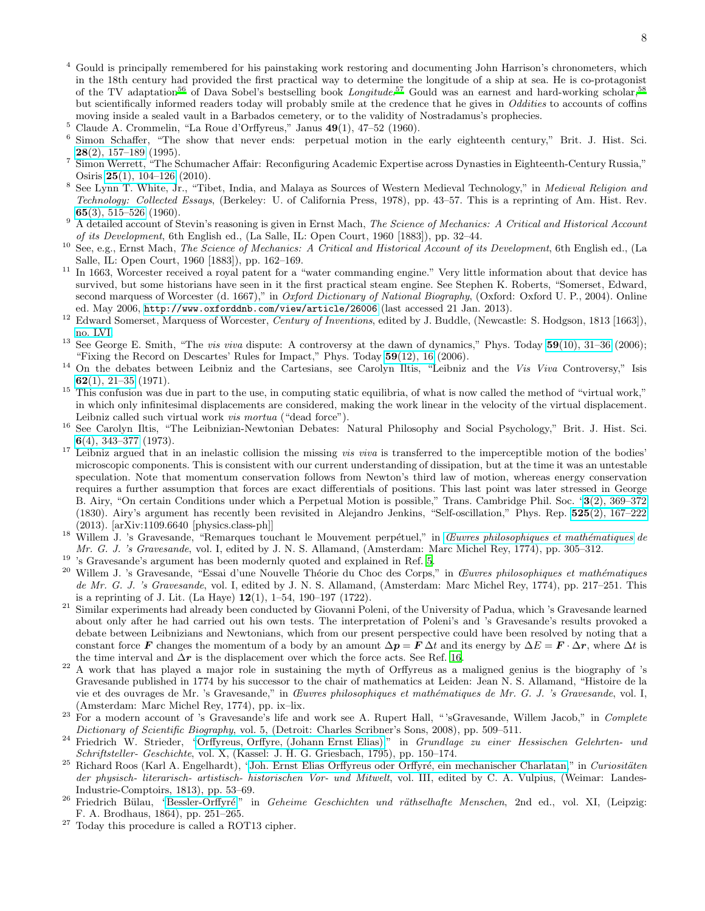[4] Gould is principally remembered for his painstaking work restoring and documenting John Harrison's chronometers, which in the 18th century had provided the first practical way to determine the longitude of a ship at sea. He is co-protagonist of the TV adaptation[56] of Dava Sobel's bestselling book *Longitude*.[57] Gould was an earnest and hard-working scholar,[58] but scientifically informed readers today will probably smile at the credence that he gives in *Oddities* to accounts of coffins moving inside a sealed vault in a Barbados cemetery, or to the validity of Nostradamus's prophecies.

[5] Claude A. Crommelin, "La Roue d'Orffyreus," Janus **49**(1), 47–52 (1960).

[6] Simon Schaffer, "The show that never ends: perpetual motion in the early eighteenth century," Brit. J. Hist. Sci. **28**(2), 157–189 (1995).

[7] Simon Werrett, "The Schumacher Affair: Reconfiguring Academic Expertise across Dynasties in Eighteenth-Century Russia," Osiris **25**(1), 104–126 (2010).

[8] See Lynn T. White, Jr., "Tibet, India, and Malaya as Sources of Western Medieval Technology," in *Medieval Religion and Technology: Collected Essays*, (Berkeley: U. of California Press, 1978), pp. 43–57. This is a reprinting of Am. Hist. Rev. **65**(3), 515–526 (1960).

[9] A detailed account of Stevin's reasoning is given in Ernst Mach, *The Science of Mechanics: A Critical and Historical Account of its Development*, 6th English ed., (La Salle, IL: Open Court, 1960 [1883]), pp. 32–44.

[10] See, e.g., Ernst Mach, *The Science of Mechanics: A Critical and Historical Account of its Development*, 6th English ed., (La Salle, IL: Open Court, 1960 [1883]), pp. 162–169.

[11] In 1663, Worcester received a royal patent for a "water commanding engine." Very little information about that device has survived, but some historians have seen in it the first practical steam engine. See Stephen K. Roberts, "Somerset, Edward, second marquess of Worcester (d. 1667)," in *Oxford Dictionary of National Biography*, (Oxford: Oxford U. P., 2004). Online ed. May 2006, `http://www.oxforddnb.com/view/article/26006` (last accessed 21 Jan. 2013).

[12] Edward Somerset, Marquess of Worcester, *Century of Inventions*, edited by J. Buddle, (Newcastle: S. Hodgson, 1813 [1663]), no. LVI.

[13] See George E. Smith, "The *vis viva* dispute: A controversy at the dawn of dynamics," Phys. Today **59**(10), 31–36 (2006); "Fixing the Record on Descartes' Rules for Impact," Phys. Today **59**(12), 16 (2006).

[14] On the debates between Leibniz and the Cartesians, see Carolyn Iltis, "Leibniz and the *Vis Viva* Controversy," Isis **62**(1), 21–35 (1971).

[15] This confusion was due in part to the use, in computing static equilibria, of what is now called the method of "virtual work," in which only infinitesimal displacements are considered, making the work linear in the velocity of the virtual displacement. Leibniz called such virtual work *vis mortua* ("dead force").

[16] See Carolyn Iltis, "The Leibnizian-Newtonian Debates: Natural Philosophy and Social Psychology," Brit. J. Hist. Sci. **6**(4), 343–377 (1973).

[17] Leibniz argued that in an inelastic collision the missing *vis viva* is transferred to the imperceptible motion of the bodies' microscopic components. This is consistent with our current understanding of dissipation, but at the time it was an untestable speculation. Note that momentum conservation follows from Newton's third law of motion, whereas energy conservation requires a further assumption that forces are exact differentials of positions. This last point was later stressed in George B. Airy, "On certain Conditions under which a Perpetual Motion is possible," Trans. Cambridge Phil. Soc. '**3**(2), 369–372 (1830). Airy's argument has recently been revisited in Alejandro Jenkins, "Self-oscillation," Phys. Rep. **525**(2), 167–222 (2013). [arXiv:1109.6640 [physics.class-ph]]

[18] Willem J. 's Gravesande, "Remarques touchant le Mouvement perpétuel," in *Œuvres philosophiques et mathématiques de Mr. G. J. 's Gravesande*, vol. I, edited by J. N. S. Allamand, (Amsterdam: Marc Michel Rey, 1774), pp. 305–312.

[19] 's Gravesande's argument has been modernly quoted and explained in Ref. 5.

[20] Willem J. 's Gravesande, "Essai d'une Nouvelle Théorie du Choc des Corps," in *Œuvres philosophiques et mathématiques de Mr. G. J. 's Gravesande*, vol. I, edited by J. N. S. Allamand, (Amsterdam: Marc Michel Rey, 1774), pp. 217–251. This is a reprinting of J. Lit. (La Haye) **12**(1), 1–54, 190–197 (1722).

[21] Similar experiments had already been conducted by Giovanni Poleni, of the University of Padua, which 's Gravesande learned about only after he had carried out his own tests. The interpretation of Poleni's and 's Gravesande's results provoked a debate between Leibnizians and Newtonians, which from our present perspective could have been resolved by noting that a constant force $\boldsymbol{F}$ changes the momentum of a body by an amount $\Delta\boldsymbol{p} = \boldsymbol{F}\,\Delta t$ and its energy by $\Delta E = \boldsymbol{F}\cdot\Delta\boldsymbol{r}$, where $\Delta t$ is the time interval and $\Delta\boldsymbol{r}$ is the displacement over which the force acts. See Ref. 16.

[22] A work that has played a major role in sustaining the myth of Orffyreus as a maligned genius is the biography of 's Gravesande published in 1774 by his successor to the chair of mathematics at Leiden: Jean N. S. Allamand, "Histoire de la vie et des ouvrages de Mr. 's Gravesande," in *Œuvres philosophiques et mathématiques de Mr. G. J. 's Gravesande*, vol. I, (Amsterdam: Marc Michel Rey, 1774), pp. ix–lix.

[23] For a modern account of 's Gravesande's life and work see A. Rupert Hall, "'sGravesande, Willem Jacob," in *Complete Dictionary of Scientific Biography*, vol. 5, (Detroit: Charles Scribner's Sons, 2008), pp. 509–511.

[24] Friedrich W. Strieder, "Orffyreus, Orffyre, (Johann Ernst Elias)," in *Grundlage zu einer Hessischen Gelehrten- und Schriftsteller- Geschichte*, vol. X, (Kassel: J. H. G. Griesbach, 1795), pp. 150–174.

[25] Richard Roos (Karl A. Engelhardt), "Joh. Ernst Elias Orffyreus oder Orffyré, ein mechanischer Charlatan," in *Curiositäten der physisch- literarisch- artistisch- historischen Vor- und Mitwelt*, vol. III, edited by C. A. Vulpius, (Weimar: Landes-Industrie-Comptoirs, 1813), pp. 53–69.

[26] Friedrich Bülau, "Bessler-Orffyré" in *Geheime Geschichten und räthselhafte Menschen*, 2nd ed., vol. XI, (Leipzig: F. A. Brodhaus, 1864), pp. 251–265.

[27] Today this procedure is called a ROT13 cipher.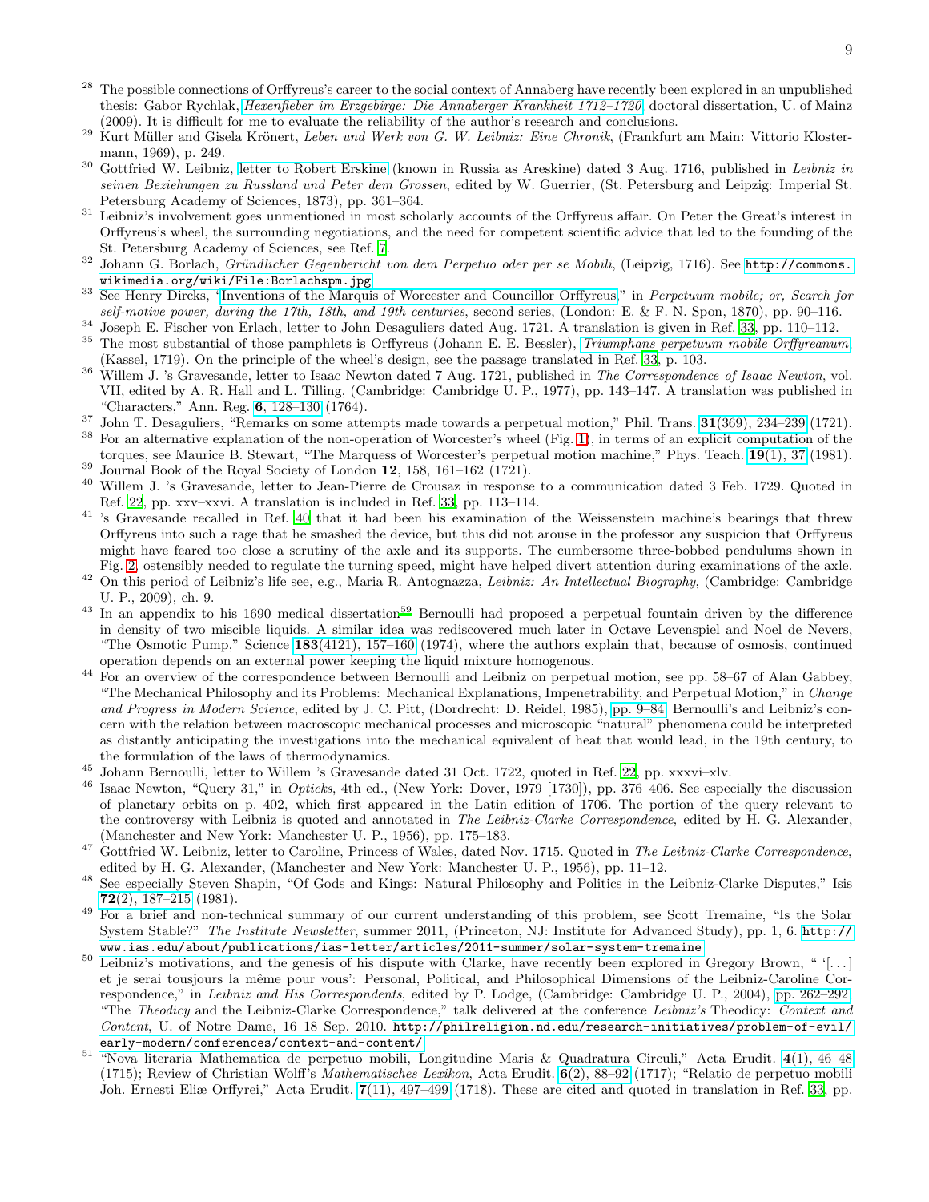28 The possible connections of Orffyreus's career to the social context of Annaberg have recently been explored in an unpublished thesis: Gabor Rychlak, *Hexenfieber im Erzgebirge: Die Annaberger Krankheit 1712–1720*, doctoral dissertation, U. of Mainz (2009). It is difficult for me to evaluate the reliability of the author's research and conclusions.

29 Kurt Müller and Gisela Krönert, *Leben und Werk von G. W. Leibniz: Eine Chronik*, (Frankfurt am Main: Vittorio Klostermann, 1969), p. 249.

30 Gottfried W. Leibniz, letter to Robert Erskine (known in Russia as Areskine) dated 3 Aug. 1716, published in *Leibniz in seinen Beziehungen zu Russland und Peter dem Grossen*, edited by W. Guerrier, (St. Petersburg and Leipzig: Imperial St. Petersburg Academy of Sciences, 1873), pp. 361–364.

31 Leibniz's involvement goes unmentioned in most scholarly accounts of the Orffyreus affair. On Peter the Great's interest in Orffyreus's wheel, the surrounding negotiations, and the need for competent scientific advice that led to the founding of the St. Petersburg Academy of Sciences, see Ref. 7.

32 Johann G. Borlach, *Gründlicher Gegenbericht von dem Perpetuo oder per se Mobili*, (Leipzig, 1716). See http://commons.wikimedia.org/wiki/File:Borlachspm.jpg

33 See Henry Dircks, "Inventions of the Marquis of Worcester and Councillor Orffyreus," in *Perpetuum mobile; or, Search for self-motive power, during the 17th, 18th, and 19th centuries*, second series, (London: E. & F. N. Spon, 1870), pp. 90–116.

34 Joseph E. Fischer von Erlach, letter to John Desaguliers dated Aug. 1721. A translation is given in Ref. 33, pp. 110–112.

35 The most substantial of those pamphlets is Orffyreus (Johann E. E. Bessler), *Triumphans perpetuum mobile Orffyreanum*, (Kassel, 1719). On the principle of the wheel's design, see the passage translated in Ref. 33, p. 103.

36 Willem J. 's Gravesande, letter to Isaac Newton dated 7 Aug. 1721, published in *The Correspondence of Isaac Newton*, vol. VII, edited by A. R. Hall and L. Tilling, (Cambridge: Cambridge U. P., 1977), pp. 143–147. A translation was published in "Characters," Ann. Reg. **6**, 128–130 (1764).

37 John T. Desaguliers, "Remarks on some attempts made towards a perpetual motion," Phil. Trans. **31**(369), 234–239 (1721).

38 For an alternative explanation of the non-operation of Worcester's wheel (Fig. 1), in terms of an explicit computation of the torques, see Maurice B. Stewart, "The Marquess of Worcester's perpetual motion machine," Phys. Teach. **19**(1), 37 (1981).

39 Journal Book of the Royal Society of London **12**, 158, 161–162 (1721).

40 Willem J. 's Gravesande, letter to Jean-Pierre de Crousaz in response to a communication dated 3 Feb. 1729. Quoted in Ref. 22, pp. xxv–xxvi. A translation is included in Ref. 33, pp. 113–114.

41 's Gravesande recalled in Ref. 40 that it had been his examination of the Weissenstein machine's bearings that threw Orffyreus into such a rage that he smashed the device, but this did not arouse in the professor any suspicion that Orffyreus might have feared too close a scrutiny of the axle and its supports. The cumbersome three-bobbed pendulums shown in Fig. 2, ostensibly needed to regulate the turning speed, might have helped divert attention during examinations of the axle.

42 On this period of Leibniz's life see, e.g., Maria R. Antognazza, *Leibniz: An Intellectual Biography*, (Cambridge: Cambridge U. P., 2009), ch. 9.

43 In an appendix to his 1690 medical dissertation[59] Bernoulli had proposed a perpetual fountain driven by the difference in density of two miscible liquids. A similar idea was rediscovered much later in Octave Levenspiel and Noel de Nevers, "The Osmotic Pump," Science **183**(4121), 157–160 (1974), where the authors explain that, because of osmosis, continued operation depends on an external power keeping the liquid mixture homogenous.

44 For an overview of the correspondence between Bernoulli and Leibniz on perpetual motion, see pp. 58–67 of Alan Gabbey, "The Mechanical Philosophy and its Problems: Mechanical Explanations, Impenetrability, and Perpetual Motion," in *Change and Progress in Modern Science*, edited by J. C. Pitt, (Dordrecht: D. Reidel, 1985), pp. 9–84. Bernoulli's and Leibniz's concern with the relation between macroscopic mechanical processes and microscopic "natural" phenomena could be interpreted as distantly anticipating the investigations into the mechanical equivalent of heat that would lead, in the 19th century, to the formulation of the laws of thermodynamics.

45 Johann Bernoulli, letter to Willem 's Gravesande dated 31 Oct. 1722, quoted in Ref. 22, pp. xxxvi–xlv.

46 Isaac Newton, "Query 31," in *Opticks*, 4th ed., (New York: Dover, 1979 [1730]), pp. 376–406. See especially the discussion of planetary orbits on p. 402, which first appeared in the Latin edition of 1706. The portion of the query relevant to the controversy with Leibniz is quoted and annotated in *The Leibniz-Clarke Correspondence*, edited by H. G. Alexander, (Manchester and New York: Manchester U. P., 1956), pp. 175–183.

47 Gottfried W. Leibniz, letter to Caroline, Princess of Wales, dated Nov. 1715. Quoted in *The Leibniz-Clarke Correspondence*, edited by H. G. Alexander, (Manchester and New York: Manchester U. P., 1956), pp. 11–12.

48 See especially Steven Shapin, "Of Gods and Kings: Natural Philosophy and Politics in the Leibniz-Clarke Disputes," Isis **72**(2), 187–215 (1981).

49 For a brief and non-technical summary of our current understanding of this problem, see Scott Tremaine, "Is the Solar System Stable?" *The Institute Newsletter*, summer 2011, (Princeton, NJ: Institute for Advanced Study), pp. 1, 6. http://www.ias.edu/about/publications/ias-letter/articles/2011-summer/solar-system-tremaine

50 Leibniz's motivations, and the genesis of his dispute with Clarke, have recently been explored in Gregory Brown, " '[. . . ] et je serai tousjours la même pour vous': Personal, Political, and Philosophical Dimensions of the Leibniz-Caroline Correspondence," in *Leibniz and His Correspondents*, edited by P. Lodge, (Cambridge: Cambridge U. P., 2004), pp. 262–292; "The *Theodicy* and the Leibniz-Clarke Correspondence," talk delivered at the conference *Leibniz's* Theodicy: *Context and Content*, U. of Notre Dame, 16–18 Sep. 2010. http://philreligion.nd.edu/research-initiatives/problem-of-evil/early-modern/conferences/context-and-content/

51 "Nova literaria Mathematica de perpetuo mobili, Longitudine Maris & Quadratura Circuli," Acta Erudit. **4**(1), 46–48 (1715); Review of Christian Wolff's *Mathematisches Lexikon*, Acta Erudit. **6**(2), 88–92 (1717); "Relatio de perpetuo mobili Joh. Ernesti Eliæ Orffyrei," Acta Erudit. **7**(11), 497–499 (1718). These are cited and quoted in translation in Ref. 33, pp.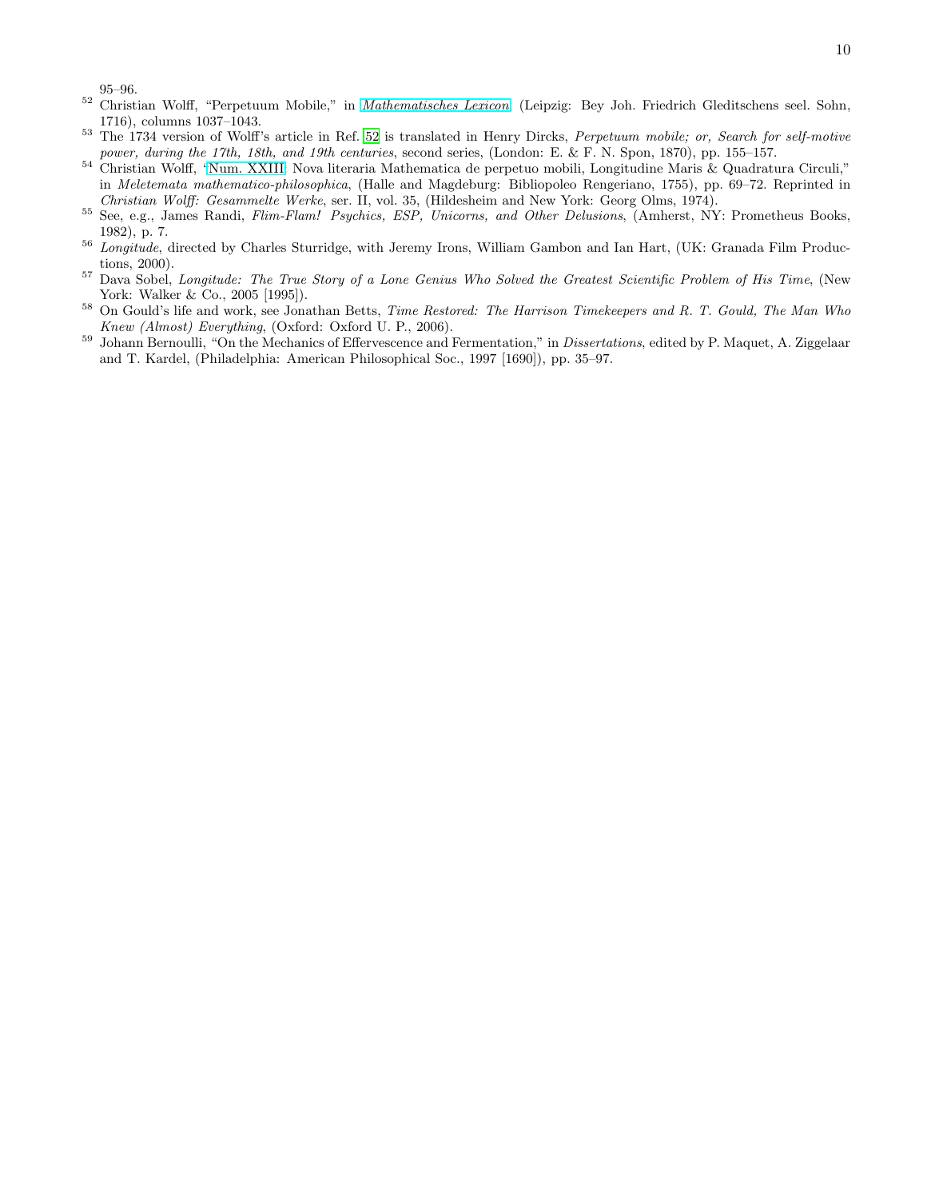95–96.

[52] Christian Wolff, "Perpetuum Mobile," in *Mathematisches Lexicon* (Leipzig: Bey Joh. Friedrich Gleditschens seel. Sohn, 1716), columns 1037–1043.

[53] The 1734 version of Wolff's article in Ref. 52 is translated in Henry Dircks, *Perpetuum mobile; or, Search for self-motive power, during the 17th, 18th, and 19th centuries*, second series, (London: E. & F. N. Spon, 1870), pp. 155–157.

[54] Christian Wolff, "Num. XXIII. Nova literaria Mathematica de perpetuo mobili, Longitudine Maris & Quadratura Circuli," in *Meletemata mathematico-philosophica*, (Halle and Magdeburg: Bibliopoleo Rengeriano, 1755), pp. 69–72. Reprinted in *Christian Wolff: Gesammelte Werke*, ser. II, vol. 35, (Hildesheim and New York: Georg Olms, 1974).

[55] See, e.g., James Randi, *Flim-Flam! Psychics, ESP, Unicorns, and Other Delusions*, (Amherst, NY: Prometheus Books, 1982), p. 7.

[56] *Longitude*, directed by Charles Sturridge, with Jeremy Irons, William Gambon and Ian Hart, (UK: Granada Film Productions, 2000).

[57] Dava Sobel, *Longitude: The True Story of a Lone Genius Who Solved the Greatest Scientific Problem of His Time*, (New York: Walker & Co., 2005 [1995]).

[58] On Gould's life and work, see Jonathan Betts, *Time Restored: The Harrison Timekeepers and R. T. Gould, The Man Who Knew (Almost) Everything*, (Oxford: Oxford U. P., 2006).

[59] Johann Bernoulli, "On the Mechanics of Effervescence and Fermentation," in *Dissertations*, edited by P. Maquet, A. Ziggelaar and T. Kardel, (Philadelphia: American Philosophical Soc., 1997 [1690]), pp. 35–97.